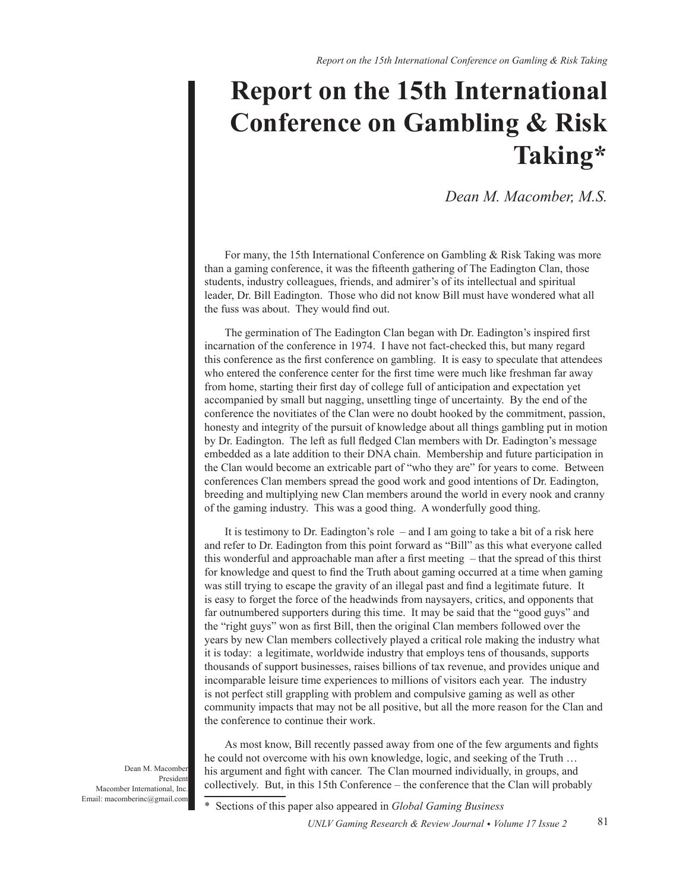# Report on the 15th International Conference on Gambling & Risk Taking*

*Dean M. Macomber, M.S.*

Dean M. Macomber
President
Macomber International, Inc.
Email: macomberinc@gmail.com

For many, the 15th International Conference on Gambling & Risk Taking was more than a gaming conference, it was the fifteenth gathering of The Eadington Clan, those students, industry colleagues, friends, and admirer's of its intellectual and spiritual leader, Dr. Bill Eadington. Those who did not know Bill must have wondered what all the fuss was about. They would find out.

The germination of The Eadington Clan began with Dr. Eadington's inspired first incarnation of the conference in 1974. I have not fact-checked this, but many regard this conference as the first conference on gambling. It is easy to speculate that attendees who entered the conference center for the first time were much like freshman far away from home, starting their first day of college full of anticipation and expectation yet accompanied by small but nagging, unsettling tinge of uncertainty. By the end of the conference the novitiates of the Clan were no doubt hooked by the commitment, passion, honesty and integrity of the pursuit of knowledge about all things gambling put in motion by Dr. Eadington. The left as full fledged Clan members with Dr. Eadington's message embedded as a late addition to their DNA chain. Membership and future participation in the Clan would become an extricable part of "who they are" for years to come. Between conferences Clan members spread the good work and good intentions of Dr. Eadington, breeding and multiplying new Clan members around the world in every nook and cranny of the gaming industry. This was a good thing. A wonderfully good thing.

It is testimony to Dr. Eadington's role – and I am going to take a bit of a risk here and refer to Dr. Eadington from this point forward as "Bill" as this what everyone called this wonderful and approachable man after a first meeting – that the spread of this thirst for knowledge and quest to find the Truth about gaming occurred at a time when gaming was still trying to escape the gravity of an illegal past and find a legitimate future. It is easy to forget the force of the headwinds from naysayers, critics, and opponents that far outnumbered supporters during this time. It may be said that the "good guys" and the "right guys" won as first Bill, then the original Clan members followed over the years by new Clan members collectively played a critical role making the industry what it is today: a legitimate, worldwide industry that employs tens of thousands, supports thousands of support businesses, raises billions of tax revenue, and provides unique and incomparable leisure time experiences to millions of visitors each year. The industry is not perfect still grappling with problem and compulsive gaming as well as other community impacts that may not be all positive, but all the more reason for the Clan and the conference to continue their work.

As most know, Bill recently passed away from one of the few arguments and fights he could not overcome with his own knowledge, logic, and seeking of the Truth … his argument and fight with cancer. The Clan mourned individually, in groups, and collectively. But, in this 15th Conference – the conference that the Clan will probably

\* Sections of this paper also appeared in *Global Gaming Business*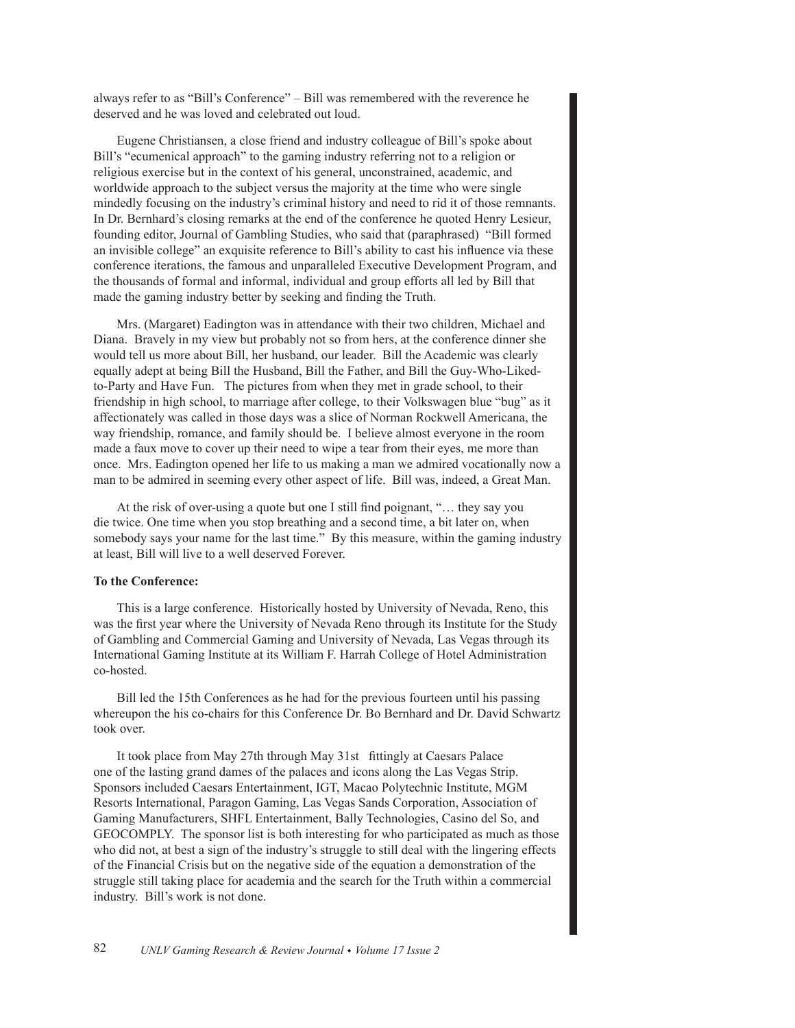always refer to as "Bill's Conference" – Bill was remembered with the reverence he deserved and he was loved and celebrated out loud.

Eugene Christiansen, a close friend and industry colleague of Bill's spoke about Bill's "ecumenical approach" to the gaming industry referring not to a religion or religious exercise but in the context of his general, unconstrained, academic, and worldwide approach to the subject versus the majority at the time who were single mindedly focusing on the industry's criminal history and need to rid it of those remnants. In Dr. Bernhard's closing remarks at the end of the conference he quoted Henry Lesieur, founding editor, Journal of Gambling Studies, who said that (paraphrased) "Bill formed an invisible college" an exquisite reference to Bill's ability to cast his influence via these conference iterations, the famous and unparalleled Executive Development Program, and the thousands of formal and informal, individual and group efforts all led by Bill that made the gaming industry better by seeking and finding the Truth.

Mrs. (Margaret) Eadington was in attendance with their two children, Michael and Diana. Bravely in my view but probably not so from hers, at the conference dinner she would tell us more about Bill, her husband, our leader. Bill the Academic was clearly equally adept at being Bill the Husband, Bill the Father, and Bill the Guy-Who-Liked-to-Party and Have Fun. The pictures from when they met in grade school, to their friendship in high school, to marriage after college, to their Volkswagen blue "bug" as it affectionately was called in those days was a slice of Norman Rockwell Americana, the way friendship, romance, and family should be. I believe almost everyone in the room made a faux move to cover up their need to wipe a tear from their eyes, me more than once. Mrs. Eadington opened her life to us making a man we admired vocationally now a man to be admired in seeming every other aspect of life. Bill was, indeed, a Great Man.

At the risk of over-using a quote but one I still find poignant, "… they say you die twice. One time when you stop breathing and a second time, a bit later on, when somebody says your name for the last time." By this measure, within the gaming industry at least, Bill will live to a well deserved Forever.

**To the Conference:**

This is a large conference. Historically hosted by University of Nevada, Reno, this was the first year where the University of Nevada Reno through its Institute for the Study of Gambling and Commercial Gaming and University of Nevada, Las Vegas through its International Gaming Institute at its William F. Harrah College of Hotel Administration co-hosted.

Bill led the 15th Conferences as he had for the previous fourteen until his passing whereupon the his co-chairs for this Conference Dr. Bo Bernhard and Dr. David Schwartz took over.

It took place from May 27th through May 31st fittingly at Caesars Palace one of the lasting grand dames of the palaces and icons along the Las Vegas Strip. Sponsors included Caesars Entertainment, IGT, Macao Polytechnic Institute, MGM Resorts International, Paragon Gaming, Las Vegas Sands Corporation, Association of Gaming Manufacturers, SHFL Entertainment, Bally Technologies, Casino del So, and GEOCOMPLY. The sponsor list is both interesting for who participated as much as those who did not, at best a sign of the industry's struggle to still deal with the lingering effects of the Financial Crisis but on the negative side of the equation a demonstration of the struggle still taking place for academia and the search for the Truth within a commercial industry. Bill's work is not done.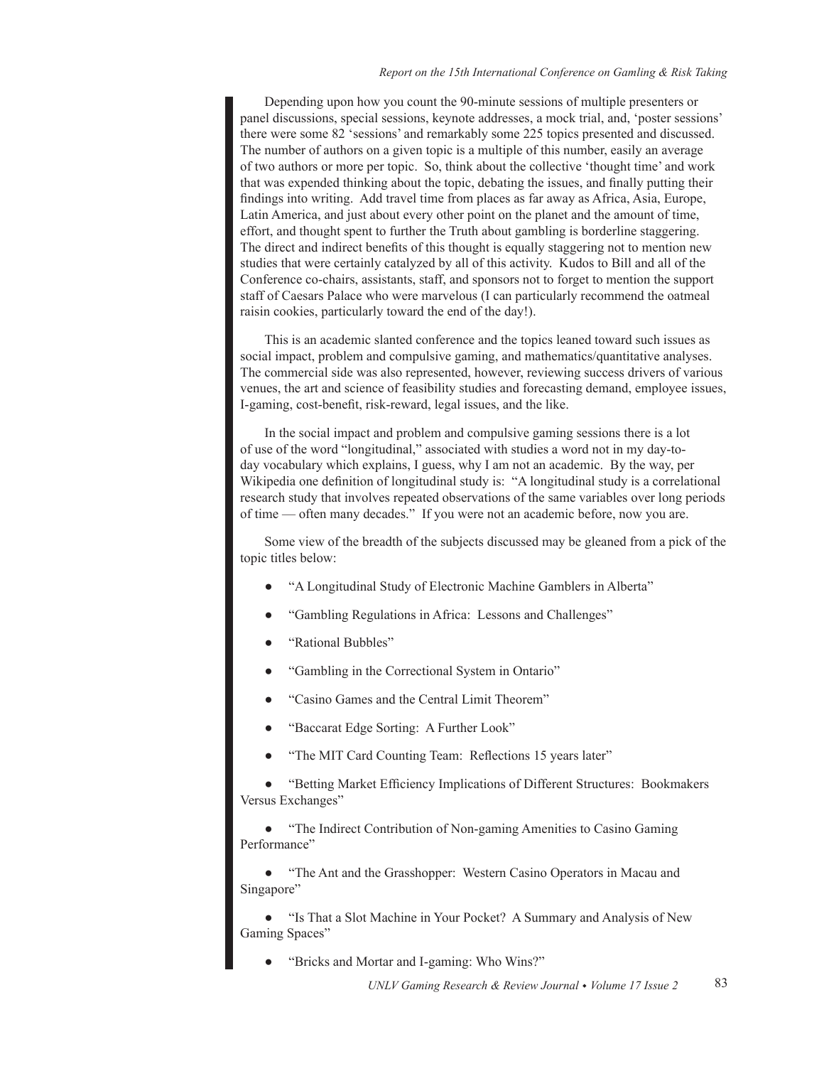Depending upon how you count the 90-minute sessions of multiple presenters or panel discussions, special sessions, keynote addresses, a mock trial, and, 'poster sessions' there were some 82 'sessions' and remarkably some 225 topics presented and discussed. The number of authors on a given topic is a multiple of this number, easily an average of two authors or more per topic. So, think about the collective 'thought time' and work that was expended thinking about the topic, debating the issues, and finally putting their findings into writing. Add travel time from places as far away as Africa, Asia, Europe, Latin America, and just about every other point on the planet and the amount of time, effort, and thought spent to further the Truth about gambling is borderline staggering. The direct and indirect benefits of this thought is equally staggering not to mention new studies that were certainly catalyzed by all of this activity. Kudos to Bill and all of the Conference co-chairs, assistants, staff, and sponsors not to forget to mention the support staff of Caesars Palace who were marvelous (I can particularly recommend the oatmeal raisin cookies, particularly toward the end of the day!).

This is an academic slanted conference and the topics leaned toward such issues as social impact, problem and compulsive gaming, and mathematics/quantitative analyses. The commercial side was also represented, however, reviewing success drivers of various venues, the art and science of feasibility studies and forecasting demand, employee issues, I-gaming, cost-benefit, risk-reward, legal issues, and the like.

In the social impact and problem and compulsive gaming sessions there is a lot of use of the word "longitudinal," associated with studies a word not in my day-to-day vocabulary which explains, I guess, why I am not an academic. By the way, per Wikipedia one definition of longitudinal study is: "A longitudinal study is a correlational research study that involves repeated observations of the same variables over long periods of time — often many decades." If you were not an academic before, now you are.

Some view of the breadth of the subjects discussed may be gleaned from a pick of the topic titles below:

- "A Longitudinal Study of Electronic Machine Gamblers in Alberta"
- "Gambling Regulations in Africa: Lessons and Challenges"
- "Rational Bubbles"
- "Gambling in the Correctional System in Ontario"
- "Casino Games and the Central Limit Theorem"
- "Baccarat Edge Sorting: A Further Look"
- "The MIT Card Counting Team: Reflections 15 years later"
- "Betting Market Efficiency Implications of Different Structures: Bookmakers Versus Exchanges"
- "The Indirect Contribution of Non-gaming Amenities to Casino Gaming Performance"
- "The Ant and the Grasshopper: Western Casino Operators in Macau and Singapore"
- "Is That a Slot Machine in Your Pocket? A Summary and Analysis of New Gaming Spaces"
- "Bricks and Mortar and I-gaming: Who Wins?"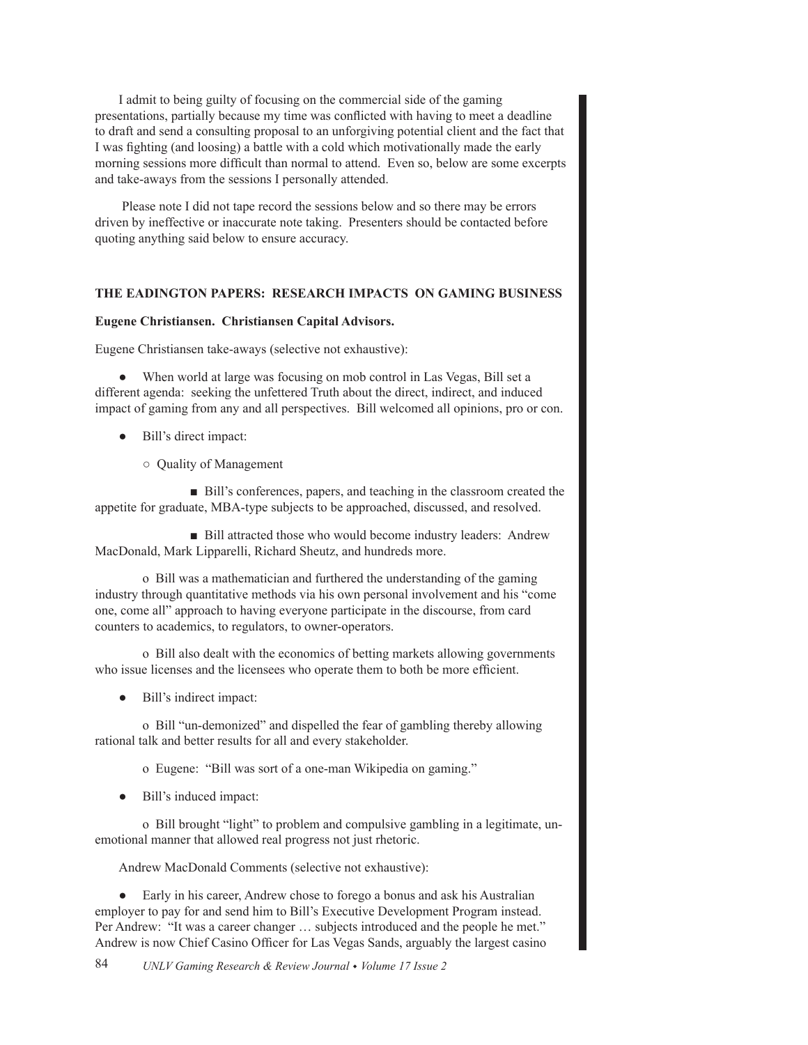I admit to being guilty of focusing on the commercial side of the gaming presentations, partially because my time was conflicted with having to meet a deadline to draft and send a consulting proposal to an unforgiving potential client and the fact that I was fighting (and loosing) a battle with a cold which motivationally made the early morning sessions more difficult than normal to attend. Even so, below are some excerpts and take-aways from the sessions I personally attended.

Please note I did not tape record the sessions below and so there may be errors driven by ineffective or inaccurate note taking. Presenters should be contacted before quoting anything said below to ensure accuracy.

**THE EADINGTON PAPERS: RESEARCH IMPACTS ON GAMING BUSINESS**

**Eugene Christiansen. Christiansen Capital Advisors.**

Eugene Christiansen take-aways (selective not exhaustive):

- When world at large was focusing on mob control in Las Vegas, Bill set a different agenda: seeking the unfettered Truth about the direct, indirect, and induced impact of gaming from any and all perspectives. Bill welcomed all opinions, pro or con.
- Bill's direct impact:
  - Quality of Management
    - Bill's conferences, papers, and teaching in the classroom created the appetite for graduate, MBA-type subjects to be approached, discussed, and resolved.
    - Bill attracted those who would become industry leaders: Andrew MacDonald, Mark Lipparelli, Richard Sheutz, and hundreds more.
  - Bill was a mathematician and furthered the understanding of the gaming industry through quantitative methods via his own personal involvement and his "come one, come all" approach to having everyone participate in the discourse, from card counters to academics, to regulators, to owner-operators.
  - Bill also dealt with the economics of betting markets allowing governments who issue licenses and the licensees who operate them to both be more efficient.
- Bill's indirect impact:
  - Bill "un-demonized" and dispelled the fear of gambling thereby allowing rational talk and better results for all and every stakeholder.
  - Eugene: "Bill was sort of a one-man Wikipedia on gaming."
- Bill's induced impact:
  - Bill brought "light" to problem and compulsive gambling in a legitimate, un-emotional manner that allowed real progress not just rhetoric.

Andrew MacDonald Comments (selective not exhaustive):

- Early in his career, Andrew chose to forego a bonus and ask his Australian employer to pay for and send him to Bill's Executive Development Program instead. Per Andrew: "It was a career changer … subjects introduced and the people he met." Andrew is now Chief Casino Officer for Las Vegas Sands, arguably the largest casino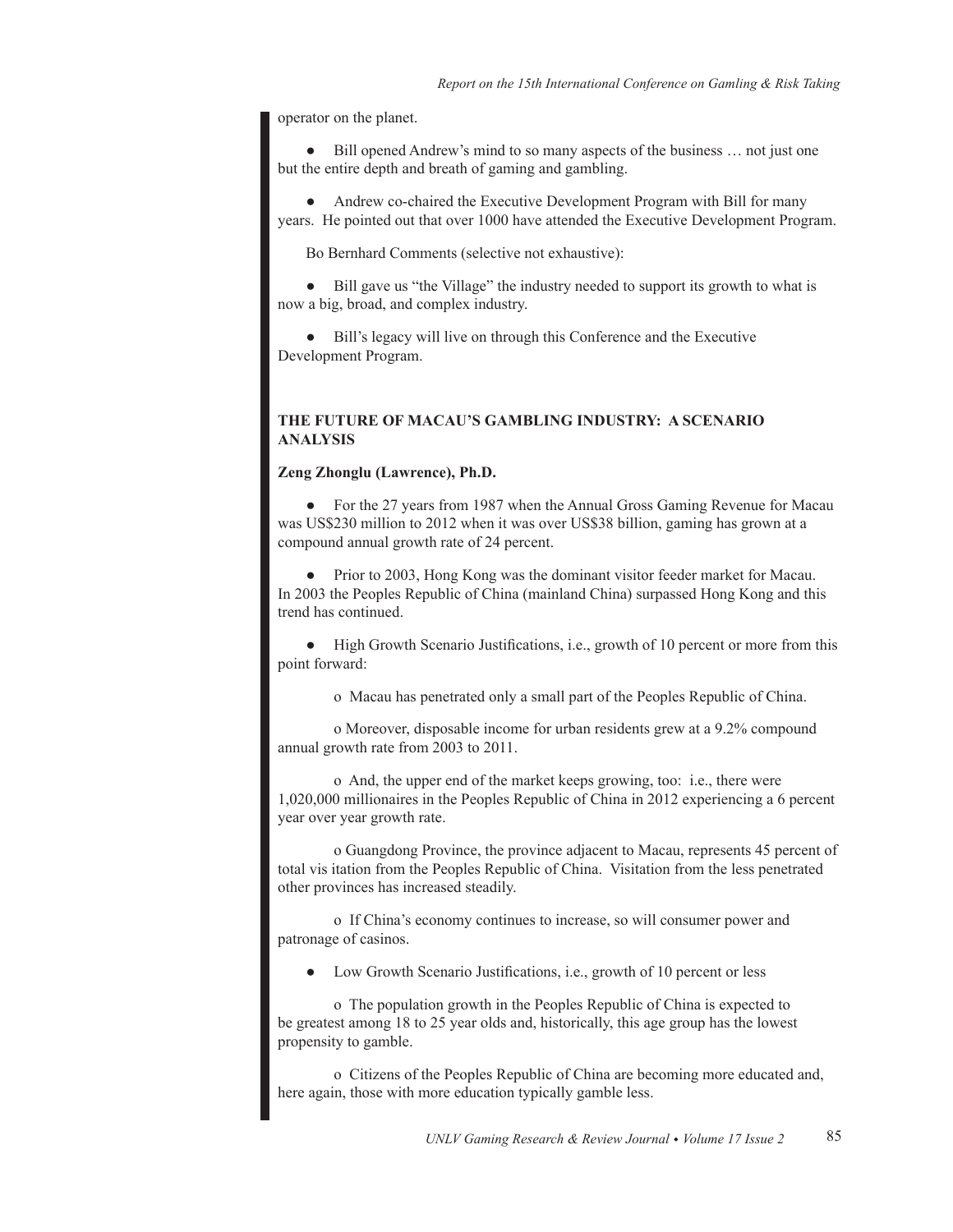operator on the planet.

- Bill opened Andrew's mind to so many aspects of the business … not just one but the entire depth and breath of gaming and gambling.

- Andrew co-chaired the Executive Development Program with Bill for many years. He pointed out that over 1000 have attended the Executive Development Program.

Bo Bernhard Comments (selective not exhaustive):

- Bill gave us "the Village" the industry needed to support its growth to what is now a big, broad, and complex industry.

- Bill's legacy will live on through this Conference and the Executive Development Program.

## THE FUTURE OF MACAU'S GAMBLING INDUSTRY: A SCENARIO ANALYSIS

**Zeng Zhonglu (Lawrence), Ph.D.**

- For the 27 years from 1987 when the Annual Gross Gaming Revenue for Macau was US$230 million to 2012 when it was over US$38 billion, gaming has grown at a compound annual growth rate of 24 percent.

- Prior to 2003, Hong Kong was the dominant visitor feeder market for Macau. In 2003 the Peoples Republic of China (mainland China) surpassed Hong Kong and this trend has continued.

- High Growth Scenario Justifications, i.e., growth of 10 percent or more from this point forward:

  - Macau has penetrated only a small part of the Peoples Republic of China.

  - Moreover, disposable income for urban residents grew at a 9.2% compound annual growth rate from 2003 to 2011.

  - And, the upper end of the market keeps growing, too: i.e., there were 1,020,000 millionaires in the Peoples Republic of China in 2012 experiencing a 6 percent year over year growth rate.

  - Guangdong Province, the province adjacent to Macau, represents 45 percent of total vis itation from the Peoples Republic of China. Visitation from the less penetrated other provinces has increased steadily.

  - If China's economy continues to increase, so will consumer power and patronage of casinos.

- Low Growth Scenario Justifications, i.e., growth of 10 percent or less

  - The population growth in the Peoples Republic of China is expected to be greatest among 18 to 25 year olds and, historically, this age group has the lowest propensity to gamble.

  - Citizens of the Peoples Republic of China are becoming more educated and, here again, those with more education typically gamble less.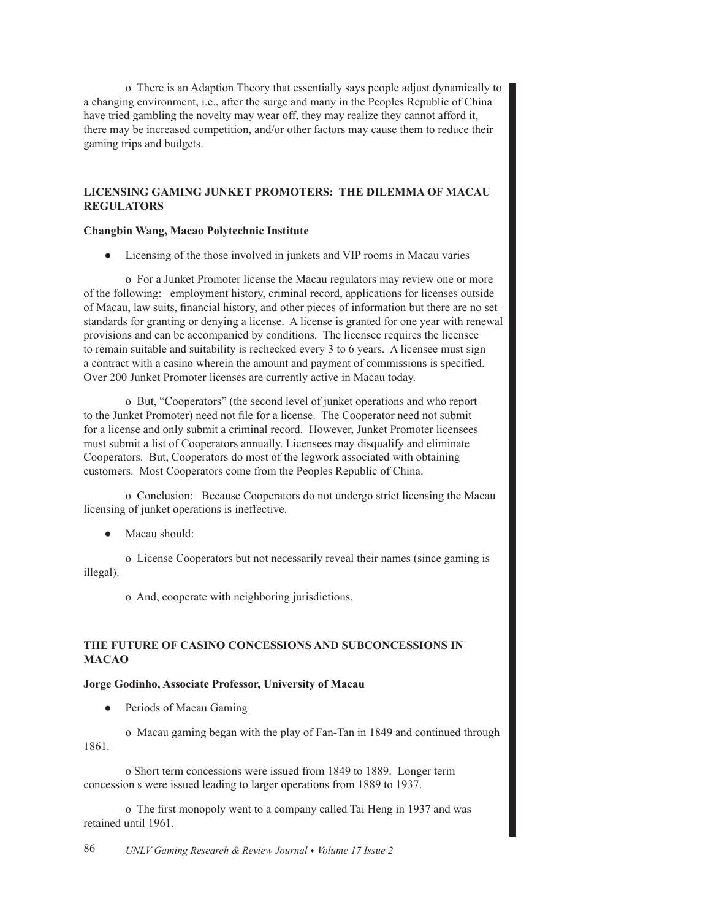o There is an Adaption Theory that essentially says people adjust dynamically to a changing environment, i.e., after the surge and many in the Peoples Republic of China have tried gambling the novelty may wear off, they may realize they cannot afford it, there may be increased competition, and/or other factors may cause them to reduce their gaming trips and budgets.

## LICENSING GAMING JUNKET PROMOTERS: THE DILEMMA OF MACAU REGULATORS

**Changbin Wang, Macao Polytechnic Institute**

- Licensing of the those involved in junkets and VIP rooms in Macau varies

  o For a Junket Promoter license the Macau regulators may review one or more of the following: employment history, criminal record, applications for licenses outside of Macau, law suits, financial history, and other pieces of information but there are no set standards for granting or denying a license. A license is granted for one year with renewal provisions and can be accompanied by conditions. The licensee requires the licensee to remain suitable and suitability is rechecked every 3 to 6 years. A licensee must sign a contract with a casino wherein the amount and payment of commissions is specified. Over 200 Junket Promoter licenses are currently active in Macau today.

  o But, "Cooperators" (the second level of junket operations and who report to the Junket Promoter) need not file for a license. The Cooperator need not submit for a license and only submit a criminal record. However, Junket Promoter licensees must submit a list of Cooperators annually. Licensees may disqualify and eliminate Cooperators. But, Cooperators do most of the legwork associated with obtaining customers. Most Cooperators come from the Peoples Republic of China.

  o Conclusion: Because Cooperators do not undergo strict licensing the Macau licensing of junket operations is ineffective.

- Macau should:

  o License Cooperators but not necessarily reveal their names (since gaming is illegal).

  o And, cooperate with neighboring jurisdictions.

## THE FUTURE OF CASINO CONCESSIONS AND SUBCONCESSIONS IN MACAO

**Jorge Godinho, Associate Professor, University of Macau**

- Periods of Macau Gaming

  o Macau gaming began with the play of Fan-Tan in 1849 and continued through 1861.

  o Short term concessions were issued from 1849 to 1889. Longer term concession s were issued leading to larger operations from 1889 to 1937.

  o The first monopoly went to a company called Tai Heng in 1937 and was retained until 1961.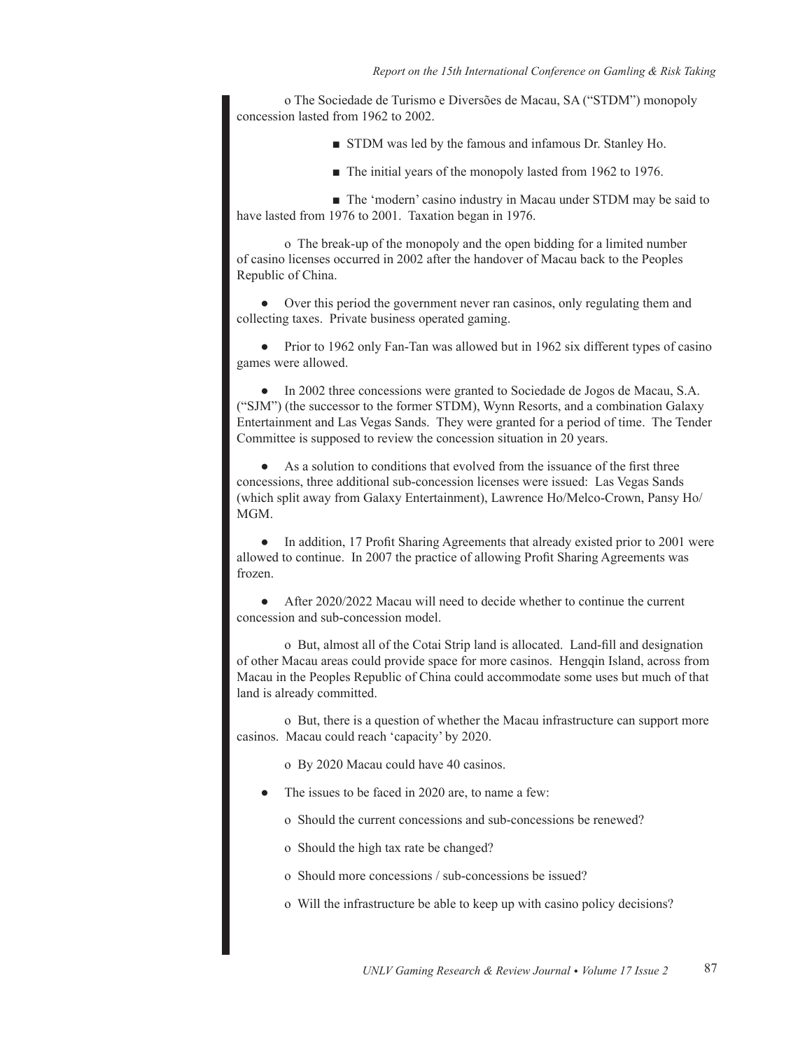- The Sociedade de Turismo e Diversões de Macau, SA ("STDM") monopoly concession lasted from 1962 to 2002.
  - STDM was led by the famous and infamous Dr. Stanley Ho.
  - The initial years of the monopoly lasted from 1962 to 1976.
  - The 'modern' casino industry in Macau under STDM may be said to have lasted from 1976 to 2001. Taxation began in 1976.
- The break-up of the monopoly and the open bidding for a limited number of casino licenses occurred in 2002 after the handover of Macau back to the Peoples Republic of China.

- Over this period the government never ran casinos, only regulating them and collecting taxes. Private business operated gaming.

- Prior to 1962 only Fan-Tan was allowed but in 1962 six different types of casino games were allowed.

- In 2002 three concessions were granted to Sociedade de Jogos de Macau, S.A. ("SJM") (the successor to the former STDM), Wynn Resorts, and a combination Galaxy Entertainment and Las Vegas Sands. They were granted for a period of time. The Tender Committee is supposed to review the concession situation in 20 years.

- As a solution to conditions that evolved from the issuance of the first three concessions, three additional sub-concession licenses were issued: Las Vegas Sands (which split away from Galaxy Entertainment), Lawrence Ho/Melco-Crown, Pansy Ho/MGM.

- In addition, 17 Profit Sharing Agreements that already existed prior to 2001 were allowed to continue. In 2007 the practice of allowing Profit Sharing Agreements was frozen.

- After 2020/2022 Macau will need to decide whether to continue the current concession and sub-concession model.
  - But, almost all of the Cotai Strip land is allocated. Land-fill and designation of other Macau areas could provide space for more casinos. Hengqin Island, across from Macau in the Peoples Republic of China could accommodate some uses but much of that land is already committed.
  - But, there is a question of whether the Macau infrastructure can support more casinos. Macau could reach 'capacity' by 2020.
  - By 2020 Macau could have 40 casinos.

- The issues to be faced in 2020 are, to name a few:
  - Should the current concessions and sub-concessions be renewed?
  - Should the high tax rate be changed?
  - Should more concessions / sub-concessions be issued?
  - Will the infrastructure be able to keep up with casino policy decisions?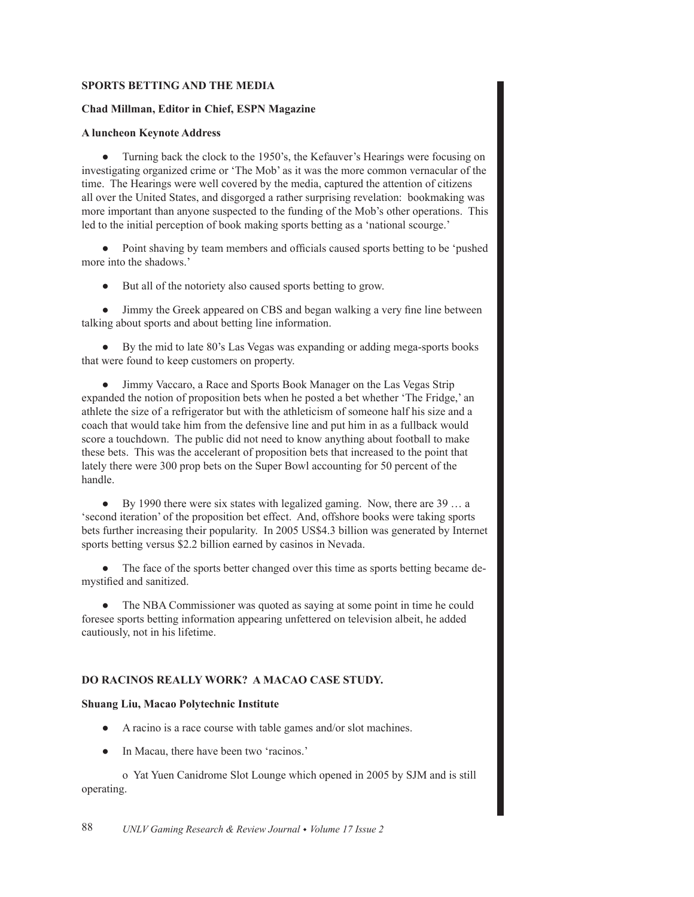**SPORTS BETTING AND THE MEDIA**

**Chad Millman, Editor in Chief, ESPN Magazine**

**A luncheon Keynote Address**

- Turning back the clock to the 1950's, the Kefauver's Hearings were focusing on investigating organized crime or 'The Mob' as it was the more common vernacular of the time. The Hearings were well covered by the media, captured the attention of citizens all over the United States, and disgorged a rather surprising revelation: bookmaking was more important than anyone suspected to the funding of the Mob's other operations. This led to the initial perception of book making sports betting as a 'national scourge.'

- Point shaving by team members and officials caused sports betting to be 'pushed more into the shadows.'

- But all of the notoriety also caused sports betting to grow.

- Jimmy the Greek appeared on CBS and began walking a very fine line between talking about sports and about betting line information.

- By the mid to late 80's Las Vegas was expanding or adding mega-sports books that were found to keep customers on property.

- Jimmy Vaccaro, a Race and Sports Book Manager on the Las Vegas Strip expanded the notion of proposition bets when he posted a bet whether 'The Fridge,' an athlete the size of a refrigerator but with the athleticism of someone half his size and a coach that would take him from the defensive line and put him in as a fullback would score a touchdown. The public did not need to know anything about football to make these bets. This was the accelerant of proposition bets that increased to the point that lately there were 300 prop bets on the Super Bowl accounting for 50 percent of the handle.

- By 1990 there were six states with legalized gaming. Now, there are 39 … a 'second iteration' of the proposition bet effect. And, offshore books were taking sports bets further increasing their popularity. In 2005 US$4.3 billion was generated by Internet sports betting versus $2.2 billion earned by casinos in Nevada.

- The face of the sports better changed over this time as sports betting became de-mystified and sanitized.

- The NBA Commissioner was quoted as saying at some point in time he could foresee sports betting information appearing unfettered on television albeit, he added cautiously, not in his lifetime.

**DO RACINOS REALLY WORK? A MACAO CASE STUDY.**

**Shuang Liu, Macao Polytechnic Institute**

- A racino is a race course with table games and/or slot machines.

- In Macau, there have been two 'racinos.'

    - Yat Yuen Canidrome Slot Lounge which opened in 2005 by SJM and is still operating.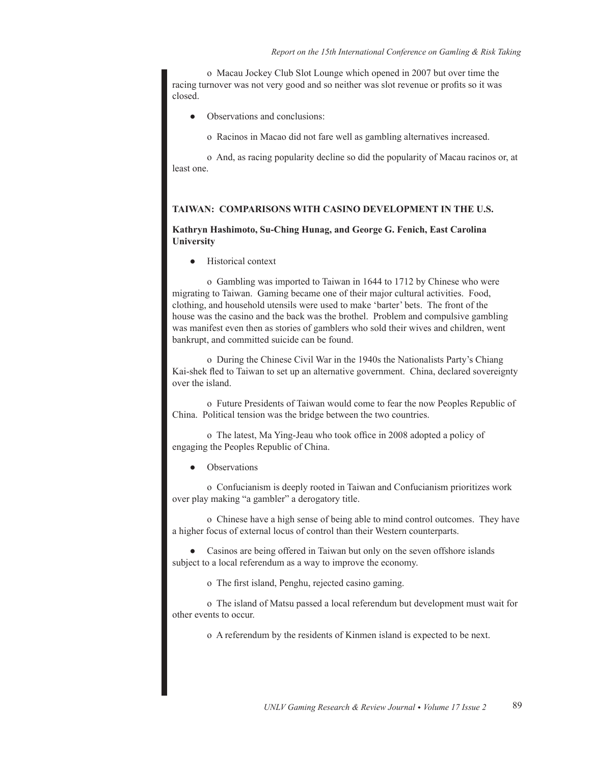- Macau Jockey Club Slot Lounge which opened in 2007 but over time the racing turnover was not very good and so neither was slot revenue or profits so it was closed.

- Observations and conclusions:

  - Racinos in Macao did not fare well as gambling alternatives increased.

  - And, as racing popularity decline so did the popularity of Macau racinos or, at least one.

## TAIWAN: COMPARISONS WITH CASINO DEVELOPMENT IN THE U.S.

**Kathryn Hashimoto, Su-Ching Hunag, and George G. Fenich, East Carolina University**

- Historical context

  - Gambling was imported to Taiwan in 1644 to 1712 by Chinese who were migrating to Taiwan. Gaming became one of their major cultural activities. Food, clothing, and household utensils were used to make 'barter' bets. The front of the house was the casino and the back was the brothel. Problem and compulsive gambling was manifest even then as stories of gamblers who sold their wives and children, went bankrupt, and committed suicide can be found.

  - During the Chinese Civil War in the 1940s the Nationalists Party's Chiang Kai-shek fled to Taiwan to set up an alternative government. China, declared sovereignty over the island.

  - Future Presidents of Taiwan would come to fear the now Peoples Republic of China. Political tension was the bridge between the two countries.

  - The latest, Ma Ying-Jeau who took office in 2008 adopted a policy of engaging the Peoples Republic of China.

- Observations

  - Confucianism is deeply rooted in Taiwan and Confucianism prioritizes work over play making "a gambler" a derogatory title.

  - Chinese have a high sense of being able to mind control outcomes. They have a higher focus of external locus of control than their Western counterparts.

- Casinos are being offered in Taiwan but only on the seven offshore islands subject to a local referendum as a way to improve the economy.

  - The first island, Penghu, rejected casino gaming.

  - The island of Matsu passed a local referendum but development must wait for other events to occur.

  - A referendum by the residents of Kinmen island is expected to be next.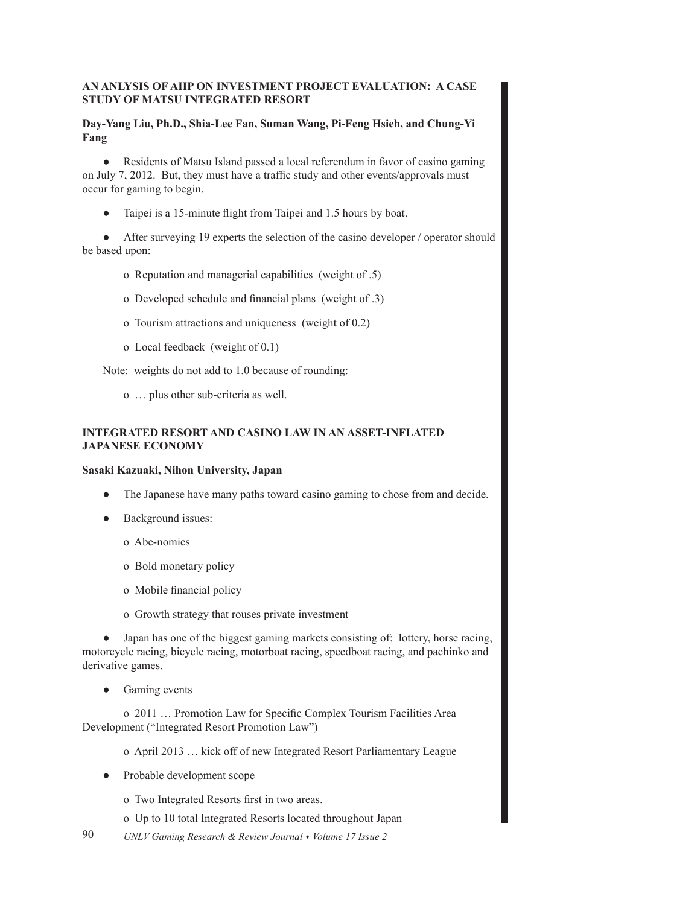## AN ANLYSIS OF AHP ON INVESTMENT PROJECT EVALUATION: A CASE STUDY OF MATSU INTEGRATED RESORT

**Day-Yang Liu, Ph.D., Shia-Lee Fan, Suman Wang, Pi-Feng Hsieh, and Chung-Yi Fang**

- Residents of Matsu Island passed a local referendum in favor of casino gaming on July 7, 2012. But, they must have a traffic study and other events/approvals must occur for gaming to begin.
- Taipei is a 15-minute flight from Taipei and 1.5 hours by boat.
- After surveying 19 experts the selection of the casino developer / operator should be based upon:
  - o Reputation and managerial capabilities (weight of .5)
  - o Developed schedule and financial plans (weight of .3)
  - o Tourism attractions and uniqueness (weight of 0.2)
  - o Local feedback (weight of 0.1)

Note: weights do not add to 1.0 because of rounding:

- o … plus other sub-criteria as well.

## INTEGRATED RESORT AND CASINO LAW IN AN ASSET-INFLATED JAPANESE ECONOMY

**Sasaki Kazuaki, Nihon University, Japan**

- The Japanese have many paths toward casino gaming to chose from and decide.
- Background issues:
  - o Abe-nomics
  - o Bold monetary policy
  - o Mobile financial policy
  - o Growth strategy that rouses private investment
- Japan has one of the biggest gaming markets consisting of: lottery, horse racing, motorcycle racing, bicycle racing, motorboat racing, speedboat racing, and pachinko and derivative games.
- Gaming events
  - o 2011 … Promotion Law for Specific Complex Tourism Facilities Area Development ("Integrated Resort Promotion Law")
  - o April 2013 … kick off of new Integrated Resort Parliamentary League
- Probable development scope
  - o Two Integrated Resorts first in two areas.
  - o Up to 10 total Integrated Resorts located throughout Japan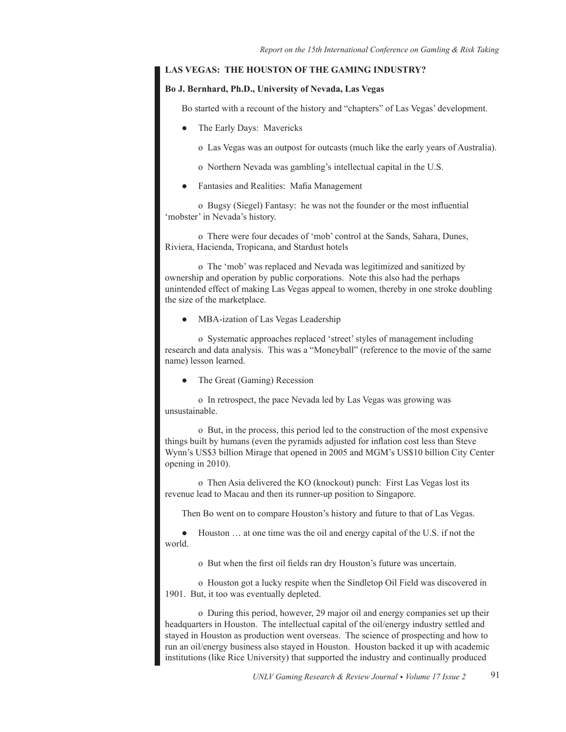## LAS VEGAS: THE HOUSTON OF THE GAMING INDUSTRY?

**Bo J. Bernhard, Ph.D., University of Nevada, Las Vegas**

Bo started with a recount of the history and "chapters" of Las Vegas' development.

- The Early Days: Mavericks
  - Las Vegas was an outpost for outcasts (much like the early years of Australia).
  - Northern Nevada was gambling's intellectual capital in the U.S.
- Fantasies and Realities: Mafia Management
  - Bugsy (Siegel) Fantasy: he was not the founder or the most influential 'mobster' in Nevada's history.
  - There were four decades of 'mob' control at the Sands, Sahara, Dunes, Riviera, Hacienda, Tropicana, and Stardust hotels
  - The 'mob' was replaced and Nevada was legitimized and sanitized by ownership and operation by public corporations. Note this also had the perhaps unintended effect of making Las Vegas appeal to women, thereby in one stroke doubling the size of the marketplace.
- MBA-ization of Las Vegas Leadership
  - Systematic approaches replaced 'street' styles of management including research and data analysis. This was a "Moneyball" (reference to the movie of the same name) lesson learned.
- The Great (Gaming) Recession
  - In retrospect, the pace Nevada led by Las Vegas was growing was unsustainable.
  - But, in the process, this period led to the construction of the most expensive things built by humans (even the pyramids adjusted for inflation cost less than Steve Wynn's US$3 billion Mirage that opened in 2005 and MGM's US$10 billion City Center opening in 2010).
  - Then Asia delivered the KO (knockout) punch: First Las Vegas lost its revenue lead to Macau and then its runner-up position to Singapore.

Then Bo went on to compare Houston's history and future to that of Las Vegas.

- Houston … at one time was the oil and energy capital of the U.S. if not the world.
  - But when the first oil fields ran dry Houston's future was uncertain.
  - Houston got a lucky respite when the Sindletop Oil Field was discovered in 1901. But, it too was eventually depleted.
  - During this period, however, 29 major oil and energy companies set up their headquarters in Houston. The intellectual capital of the oil/energy industry settled and stayed in Houston as production went overseas. The science of prospecting and how to run an oil/energy business also stayed in Houston. Houston backed it up with academic institutions (like Rice University) that supported the industry and continually produced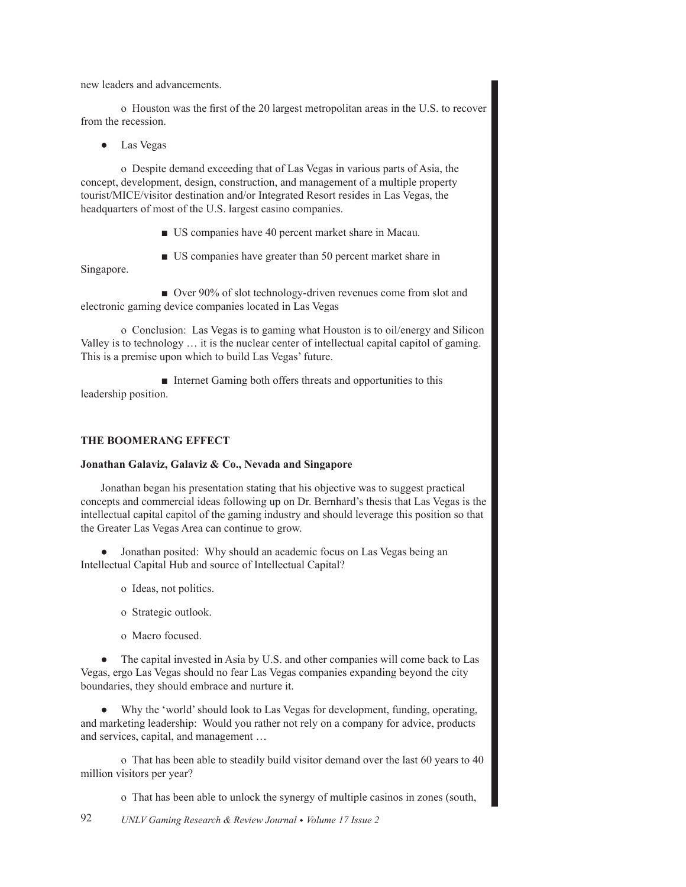new leaders and advancements.

- Houston was the first of the 20 largest metropolitan areas in the U.S. to recover from the recession.

- Las Vegas

  - Despite demand exceeding that of Las Vegas in various parts of Asia, the concept, development, design, construction, and management of a multiple property tourist/MICE/visitor destination and/or Integrated Resort resides in Las Vegas, the headquarters of most of the U.S. largest casino companies.

    - US companies have 40 percent market share in Macau.

    - US companies have greater than 50 percent market share in Singapore.

    - Over 90% of slot technology-driven revenues come from slot and electronic gaming device companies located in Las Vegas

  - Conclusion: Las Vegas is to gaming what Houston is to oil/energy and Silicon Valley is to technology … it is the nuclear center of intellectual capital capitol of gaming. This is a premise upon which to build Las Vegas' future.

    - Internet Gaming both offers threats and opportunities to this leadership position.

## THE BOOMERANG EFFECT

**Jonathan Galaviz, Galaviz & Co., Nevada and Singapore**

Jonathan began his presentation stating that his objective was to suggest practical concepts and commercial ideas following up on Dr. Bernhard's thesis that Las Vegas is the intellectual capital capitol of the gaming industry and should leverage this position so that the Greater Las Vegas Area can continue to grow.

- Jonathan posited: Why should an academic focus on Las Vegas being an Intellectual Capital Hub and source of Intellectual Capital?

  - Ideas, not politics.

  - Strategic outlook.

  - Macro focused.

- The capital invested in Asia by U.S. and other companies will come back to Las Vegas, ergo Las Vegas should no fear Las Vegas companies expanding beyond the city boundaries, they should embrace and nurture it.

- Why the 'world' should look to Las Vegas for development, funding, operating, and marketing leadership: Would you rather not rely on a company for advice, products and services, capital, and management …

  - That has been able to steadily build visitor demand over the last 60 years to 40 million visitors per year?

  - That has been able to unlock the synergy of multiple casinos in zones (south,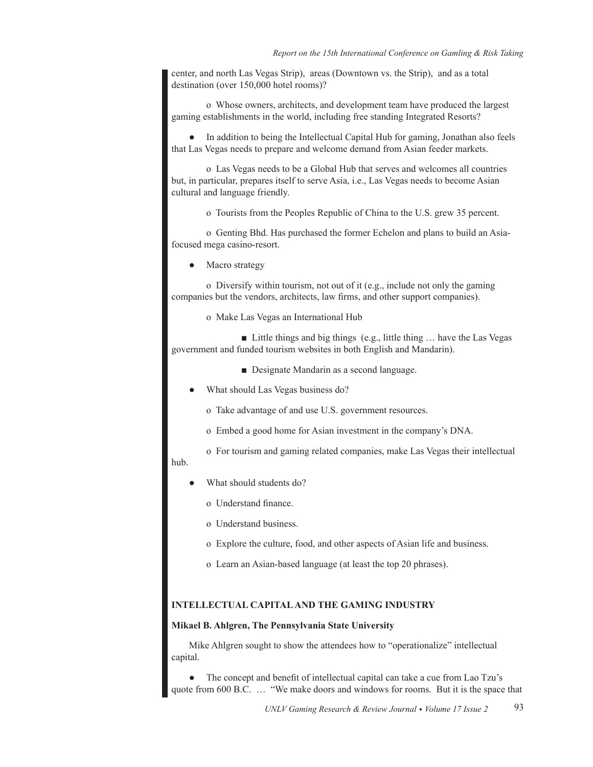center, and north Las Vegas Strip), areas (Downtown vs. the Strip), and as a total destination (over 150,000 hotel rooms)?

- Whose owners, architects, and development team have produced the largest gaming establishments in the world, including free standing Integrated Resorts?

- In addition to being the Intellectual Capital Hub for gaming, Jonathan also feels that Las Vegas needs to prepare and welcome demand from Asian feeder markets.
  - Las Vegas needs to be a Global Hub that serves and welcomes all countries but, in particular, prepares itself to serve Asia, i.e., Las Vegas needs to become Asian cultural and language friendly.
  - Tourists from the Peoples Republic of China to the U.S. grew 35 percent.
  - Genting Bhd. Has purchased the former Echelon and plans to build an Asia-focused mega casino-resort.
- Macro strategy
  - Diversify within tourism, not out of it (e.g., include not only the gaming companies but the vendors, architects, law firms, and other support companies).
  - Make Las Vegas an International Hub
    - Little things and big things (e.g., little thing … have the Las Vegas government and funded tourism websites in both English and Mandarin).
    - Designate Mandarin as a second language.
- What should Las Vegas business do?
  - Take advantage of and use U.S. government resources.
  - Embed a good home for Asian investment in the company's DNA.
  - For tourism and gaming related companies, make Las Vegas their intellectual hub.
- What should students do?
  - Understand finance.
  - Understand business.
  - Explore the culture, food, and other aspects of Asian life and business.
  - Learn an Asian-based language (at least the top 20 phrases).

## INTELLECTUAL CAPITAL AND THE GAMING INDUSTRY

**Mikael B. Ahlgren, The Pennsylvania State University**

Mike Ahlgren sought to show the attendees how to "operationalize" intellectual capital.

- The concept and benefit of intellectual capital can take a cue from Lao Tzu's quote from 600 B.C. … "We make doors and windows for rooms. But it is the space that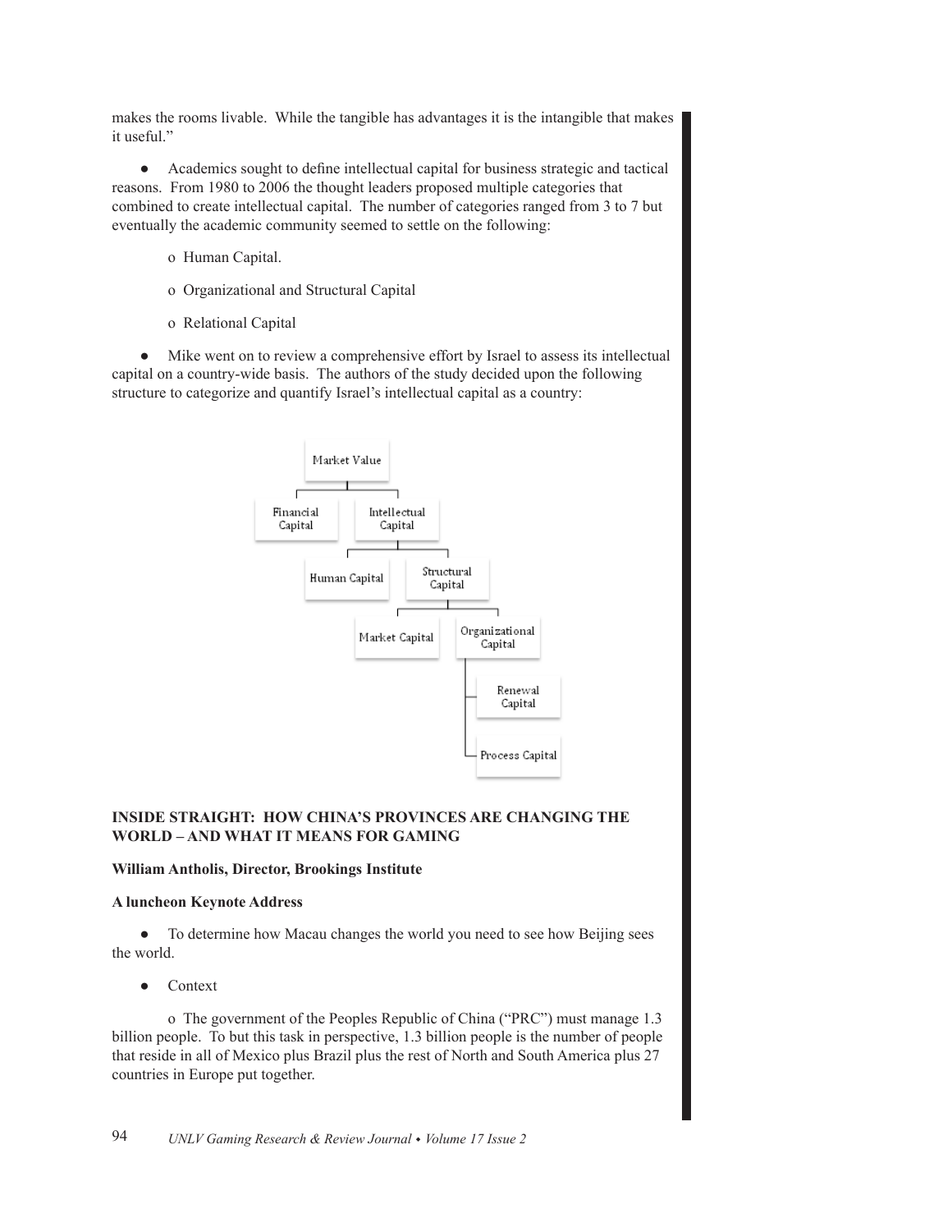makes the rooms livable. While the tangible has advantages it is the intangible that makes it useful."

- Academics sought to define intellectual capital for business strategic and tactical reasons. From 1980 to 2006 the thought leaders proposed multiple categories that combined to create intellectual capital. The number of categories ranged from 3 to 7 but eventually the academic community seemed to settle on the following:
  - o Human Capital.
  - o Organizational and Structural Capital
  - o Relational Capital

- Mike went on to review a comprehensive effort by Israel to assess its intellectual capital on a country-wide basis. The authors of the study decided upon the following structure to categorize and quantify Israel's intellectual capital as a country:

- Market Value
  - Financial Capital
  - Intellectual Capital
    - Human Capital
    - Structural Capital
      - Market Capital
      - Organizational Capital
        - Renewal Capital
        - Process Capital

**INSIDE STRAIGHT: HOW CHINA'S PROVINCES ARE CHANGING THE WORLD – AND WHAT IT MEANS FOR GAMING**

**William Antholis, Director, Brookings Institute**

**A luncheon Keynote Address**

- To determine how Macau changes the world you need to see how Beijing sees the world.

- Context
  - o The government of the Peoples Republic of China ("PRC") must manage 1.3 billion people. To but this task in perspective, 1.3 billion people is the number of people that reside in all of Mexico plus Brazil plus the rest of North and South America plus 27 countries in Europe put together.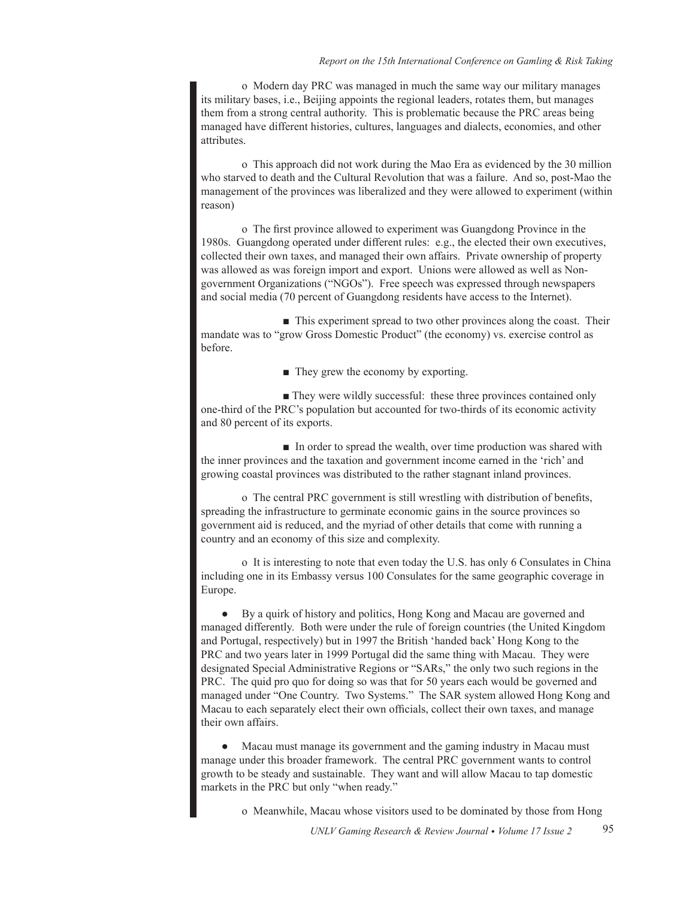- Modern day PRC was managed in much the same way our military manages its military bases, i.e., Beijing appoints the regional leaders, rotates them, but manages them from a strong central authority. This is problematic because the PRC areas being managed have different histories, cultures, languages and dialects, economies, and other attributes.

- This approach did not work during the Mao Era as evidenced by the 30 million who starved to death and the Cultural Revolution that was a failure. And so, post-Mao the management of the provinces was liberalized and they were allowed to experiment (within reason)

- The first province allowed to experiment was Guangdong Province in the 1980s. Guangdong operated under different rules: e.g., the elected their own executives, collected their own taxes, and managed their own affairs. Private ownership of property was allowed as was foreign import and export. Unions were allowed as well as Non-government Organizations ("NGOs"). Free speech was expressed through newspapers and social media (70 percent of Guangdong residents have access to the Internet).

  - This experiment spread to two other provinces along the coast. Their mandate was to "grow Gross Domestic Product" (the economy) vs. exercise control as before.

  - They grew the economy by exporting.

  - They were wildly successful: these three provinces contained only one-third of the PRC's population but accounted for two-thirds of its economic activity and 80 percent of its exports.

  - In order to spread the wealth, over time production was shared with the inner provinces and the taxation and government income earned in the 'rich' and growing coastal provinces was distributed to the rather stagnant inland provinces.

- The central PRC government is still wrestling with distribution of benefits, spreading the infrastructure to germinate economic gains in the source provinces so government aid is reduced, and the myriad of other details that come with running a country and an economy of this size and complexity.

- It is interesting to note that even today the U.S. has only 6 Consulates in China including one in its Embassy versus 100 Consulates for the same geographic coverage in Europe.

- By a quirk of history and politics, Hong Kong and Macau are governed and managed differently. Both were under the rule of foreign countries (the United Kingdom and Portugal, respectively) but in 1997 the British 'handed back' Hong Kong to the PRC and two years later in 1999 Portugal did the same thing with Macau. They were designated Special Administrative Regions or "SARs," the only two such regions in the PRC. The quid pro quo for doing so was that for 50 years each would be governed and managed under "One Country. Two Systems." The SAR system allowed Hong Kong and Macau to each separately elect their own officials, collect their own taxes, and manage their own affairs.

- Macau must manage its government and the gaming industry in Macau must manage under this broader framework. The central PRC government wants to control growth to be steady and sustainable. They want and will allow Macau to tap domestic markets in the PRC but only "when ready."

  - Meanwhile, Macau whose visitors used to be dominated by those from Hong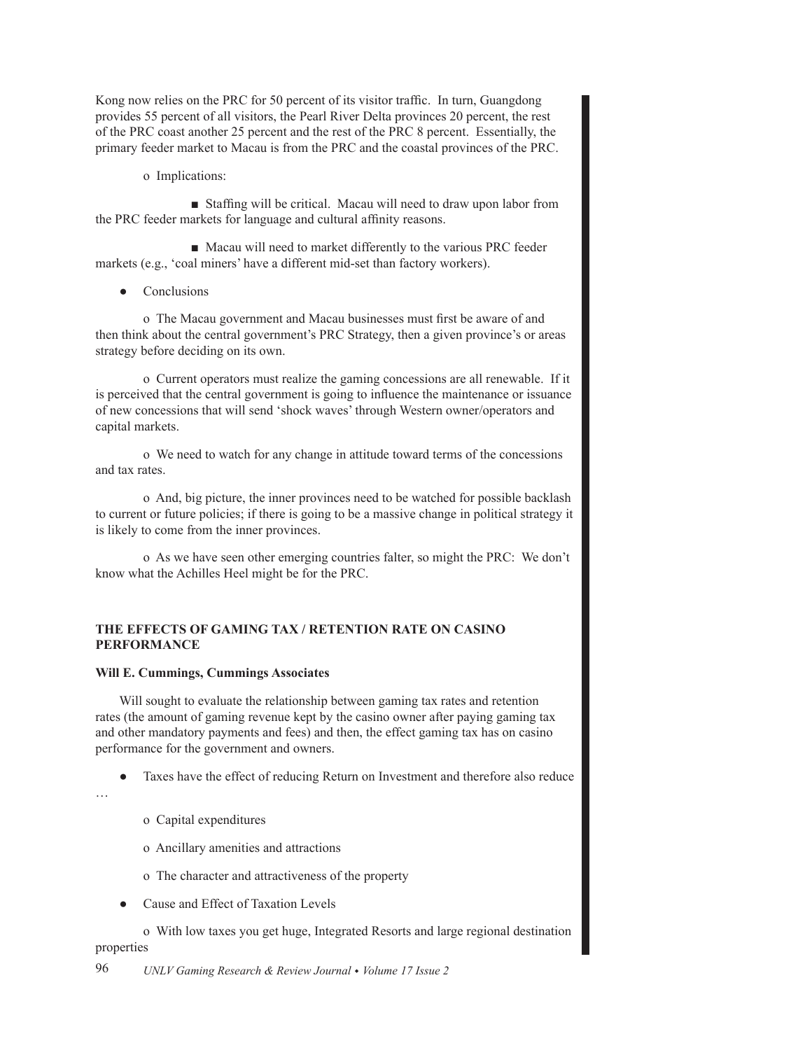Kong now relies on the PRC for 50 percent of its visitor traffic. In turn, Guangdong provides 55 percent of all visitors, the Pearl River Delta provinces 20 percent, the rest of the PRC coast another 25 percent and the rest of the PRC 8 percent. Essentially, the primary feeder market to Macau is from the PRC and the coastal provinces of the PRC.

- Implications:
  - Staffing will be critical. Macau will need to draw upon labor from the PRC feeder markets for language and cultural affinity reasons.
  - Macau will need to market differently to the various PRC feeder markets (e.g., 'coal miners' have a different mid-set than factory workers).

- Conclusions
  - The Macau government and Macau businesses must first be aware of and then think about the central government's PRC Strategy, then a given province's or areas strategy before deciding on its own.
  - Current operators must realize the gaming concessions are all renewable. If it is perceived that the central government is going to influence the maintenance or issuance of new concessions that will send 'shock waves' through Western owner/operators and capital markets.
  - We need to watch for any change in attitude toward terms of the concessions and tax rates.
  - And, big picture, the inner provinces need to be watched for possible backlash to current or future policies; if there is going to be a massive change in political strategy it is likely to come from the inner provinces.
  - As we have seen other emerging countries falter, so might the PRC: We don't know what the Achilles Heel might be for the PRC.

## THE EFFECTS OF GAMING TAX / RETENTION RATE ON CASINO PERFORMANCE

**Will E. Cummings, Cummings Associates**

Will sought to evaluate the relationship between gaming tax rates and retention rates (the amount of gaming revenue kept by the casino owner after paying gaming tax and other mandatory payments and fees) and then, the effect gaming tax has on casino performance for the government and owners.

- Taxes have the effect of reducing Return on Investment and therefore also reduce …
  - Capital expenditures
  - Ancillary amenities and attractions
  - The character and attractiveness of the property
- Cause and Effect of Taxation Levels
  - With low taxes you get huge, Integrated Resorts and large regional destination properties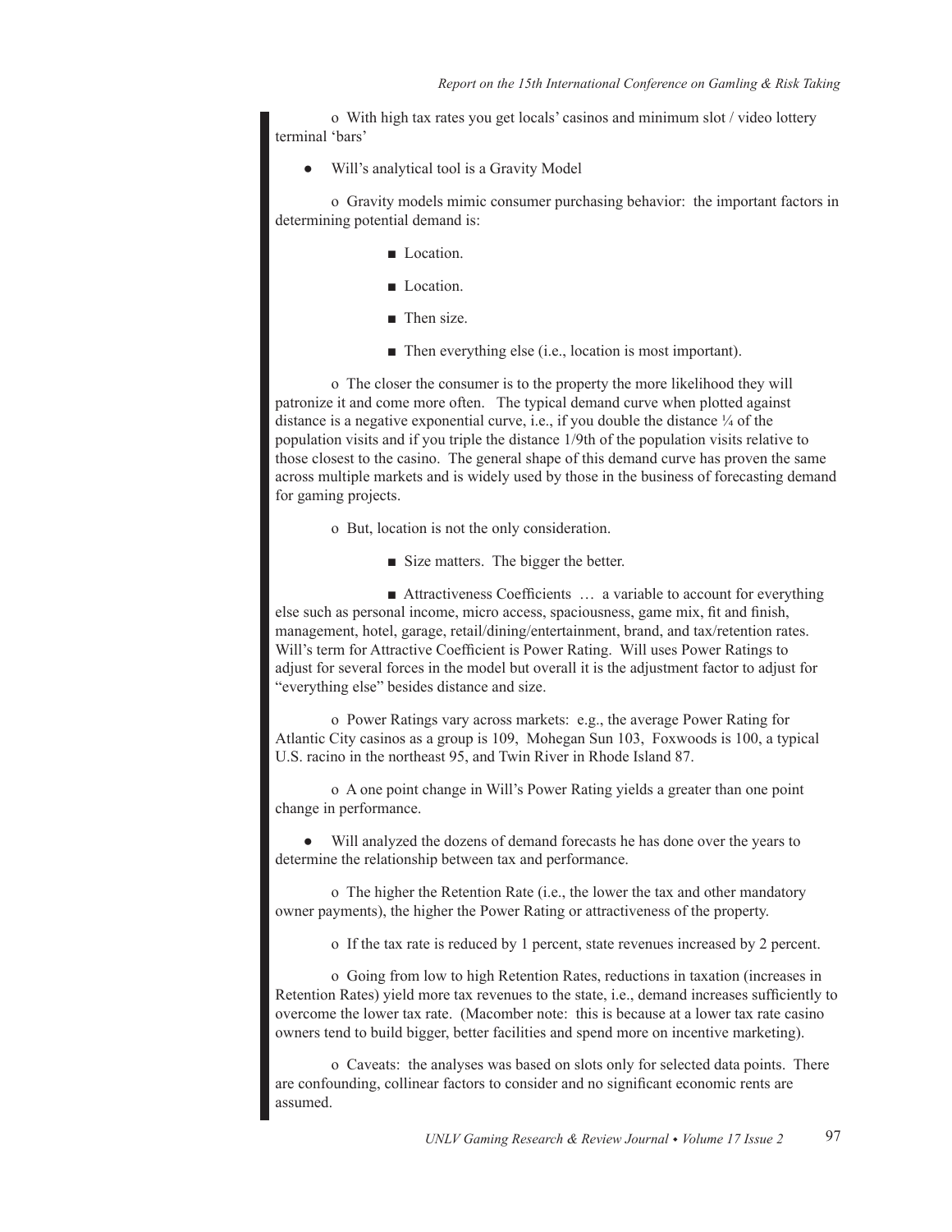- With high tax rates you get locals' casinos and minimum slot / video lottery terminal 'bars'

- Will's analytical tool is a Gravity Model

  - Gravity models mimic consumer purchasing behavior: the important factors in determining potential demand is:

    - Location.
    - Location.
    - Then size.
    - Then everything else (i.e., location is most important).

  - The closer the consumer is to the property the more likelihood they will patronize it and come more often. The typical demand curve when plotted against distance is a negative exponential curve, i.e., if you double the distance ¼ of the population visits and if you triple the distance 1/9th of the population visits relative to those closest to the casino. The general shape of this demand curve has proven the same across multiple markets and is widely used by those in the business of forecasting demand for gaming projects.

  - But, location is not the only consideration.

    - Size matters. The bigger the better.

    - Attractiveness Coefficients … a variable to account for everything else such as personal income, micro access, spaciousness, game mix, fit and finish, management, hotel, garage, retail/dining/entertainment, brand, and tax/retention rates. Will's term for Attractive Coefficient is Power Rating. Will uses Power Ratings to adjust for several forces in the model but overall it is the adjustment factor to adjust for "everything else" besides distance and size.

  - Power Ratings vary across markets: e.g., the average Power Rating for Atlantic City casinos as a group is 109, Mohegan Sun 103, Foxwoods is 100, a typical U.S. racino in the northeast 95, and Twin River in Rhode Island 87.

  - A one point change in Will's Power Rating yields a greater than one point change in performance.

- Will analyzed the dozens of demand forecasts he has done over the years to determine the relationship between tax and performance.

  - The higher the Retention Rate (i.e., the lower the tax and other mandatory owner payments), the higher the Power Rating or attractiveness of the property.

  - If the tax rate is reduced by 1 percent, state revenues increased by 2 percent.

  - Going from low to high Retention Rates, reductions in taxation (increases in Retention Rates) yield more tax revenues to the state, i.e., demand increases sufficiently to overcome the lower tax rate. (Macomber note: this is because at a lower tax rate casino owners tend to build bigger, better facilities and spend more on incentive marketing).

  - Caveats: the analyses was based on slots only for selected data points. There are confounding, collinear factors to consider and no significant economic rents are assumed.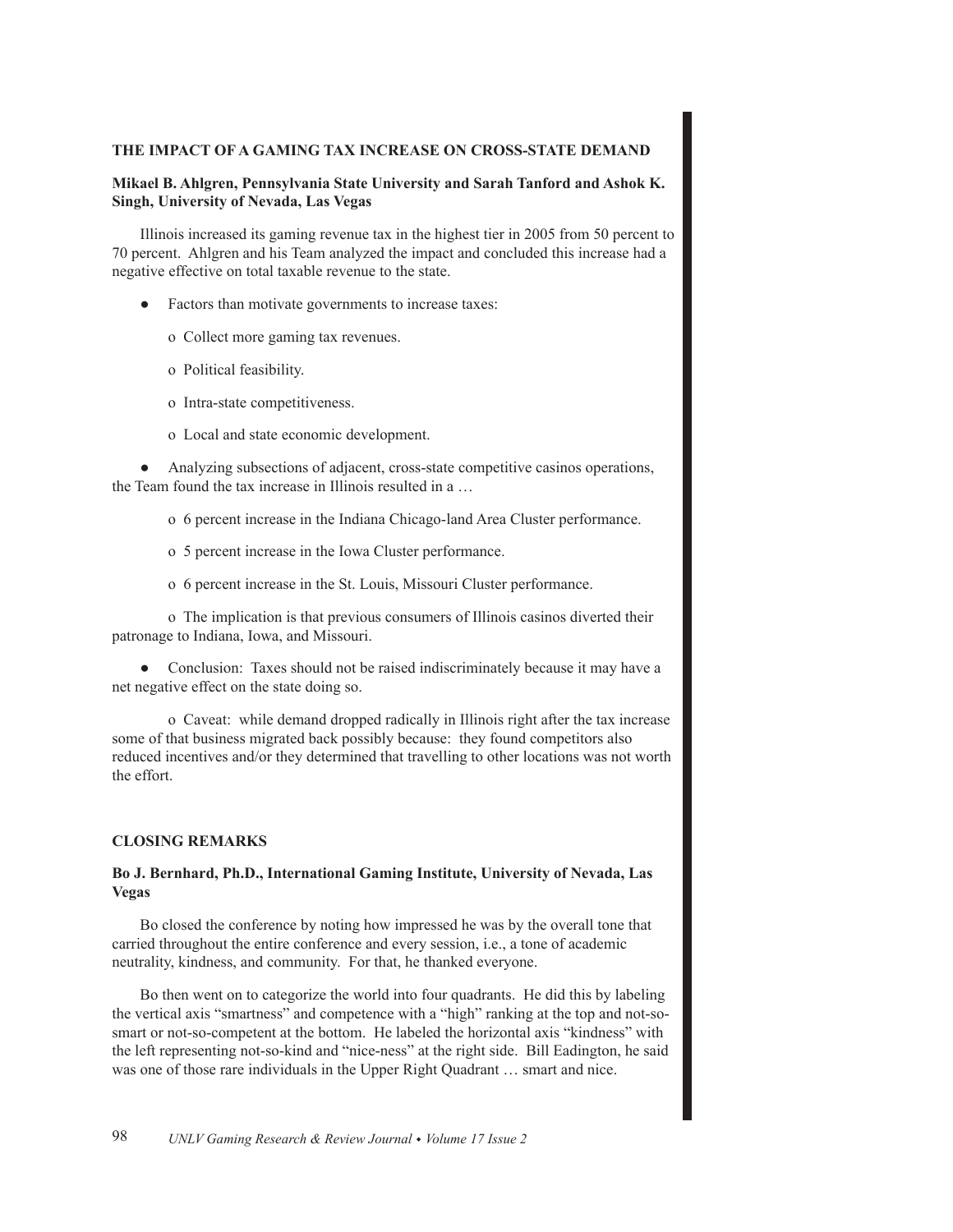## THE IMPACT OF A GAMING TAX INCREASE ON CROSS-STATE DEMAND

**Mikael B. Ahlgren, Pennsylvania State University and Sarah Tanford and Ashok K. Singh, University of Nevada, Las Vegas**

Illinois increased its gaming revenue tax in the highest tier in 2005 from 50 percent to 70 percent. Ahlgren and his Team analyzed the impact and concluded this increase had a negative effective on total taxable revenue to the state.

- Factors than motivate governments to increase taxes:
  - Collect more gaming tax revenues.
  - Political feasibility.
  - Intra-state competitiveness.
  - Local and state economic development.

- Analyzing subsections of adjacent, cross-state competitive casinos operations, the Team found the tax increase in Illinois resulted in a …
  - 6 percent increase in the Indiana Chicago-land Area Cluster performance.
  - 5 percent increase in the Iowa Cluster performance.
  - 6 percent increase in the St. Louis, Missouri Cluster performance.
  - The implication is that previous consumers of Illinois casinos diverted their patronage to Indiana, Iowa, and Missouri.

- Conclusion: Taxes should not be raised indiscriminately because it may have a net negative effect on the state doing so.
  - Caveat: while demand dropped radically in Illinois right after the tax increase some of that business migrated back possibly because: they found competitors also reduced incentives and/or they determined that travelling to other locations was not worth the effort.

## CLOSING REMARKS

**Bo J. Bernhard, Ph.D., International Gaming Institute, University of Nevada, Las Vegas**

Bo closed the conference by noting how impressed he was by the overall tone that carried throughout the entire conference and every session, i.e., a tone of academic neutrality, kindness, and community. For that, he thanked everyone.

Bo then went on to categorize the world into four quadrants. He did this by labeling the vertical axis "smartness" and competence with a "high" ranking at the top and not-so-smart or not-so-competent at the bottom. He labeled the horizontal axis "kindness" with the left representing not-so-kind and "nice-ness" at the right side. Bill Eadington, he said was one of those rare individuals in the Upper Right Quadrant … smart and nice.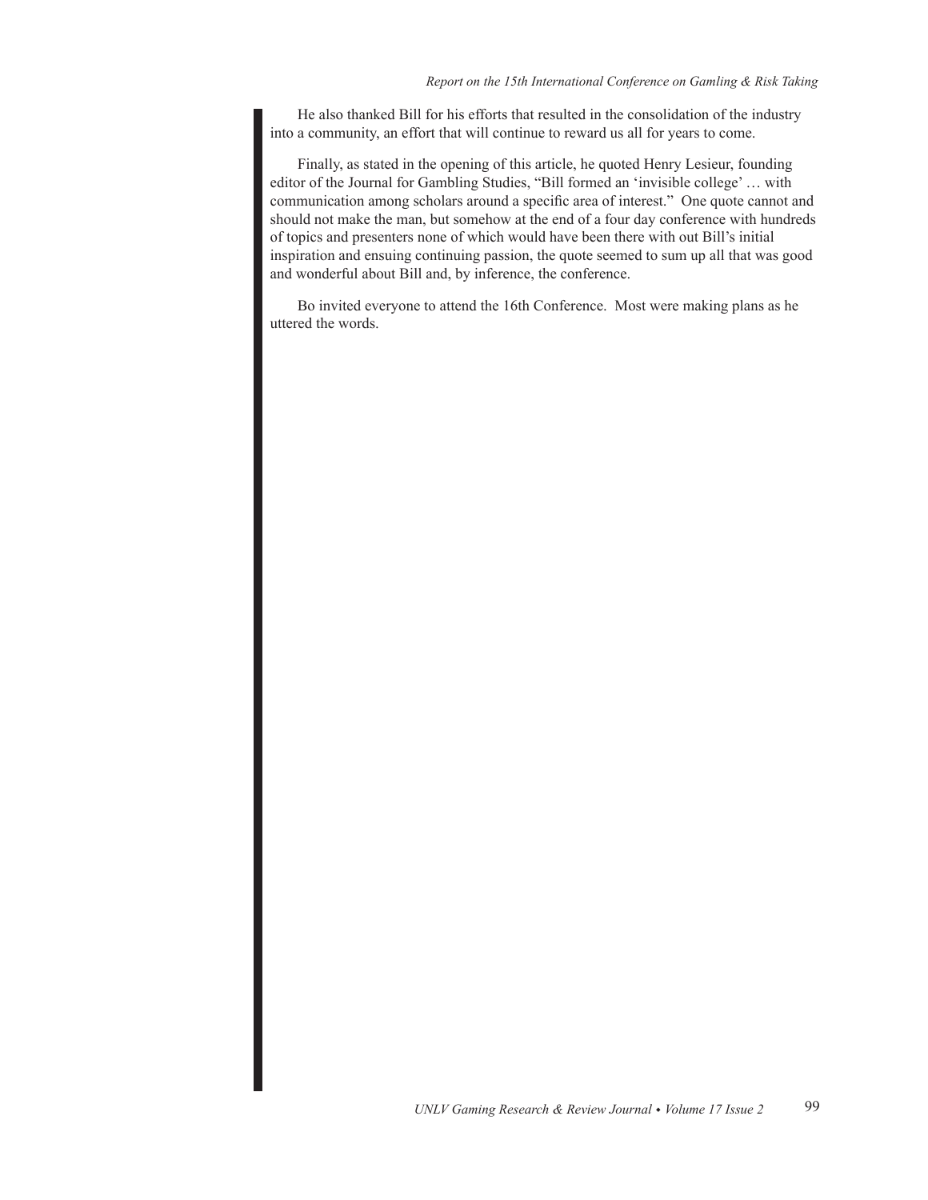He also thanked Bill for his efforts that resulted in the consolidation of the industry into a community, an effort that will continue to reward us all for years to come.

Finally, as stated in the opening of this article, he quoted Henry Lesieur, founding editor of the Journal for Gambling Studies, "Bill formed an 'invisible college' … with communication among scholars around a specific area of interest." One quote cannot and should not make the man, but somehow at the end of a four day conference with hundreds of topics and presenters none of which would have been there with out Bill's initial inspiration and ensuing continuing passion, the quote seemed to sum up all that was good and wonderful about Bill and, by inference, the conference.

Bo invited everyone to attend the 16th Conference. Most were making plans as he uttered the words.